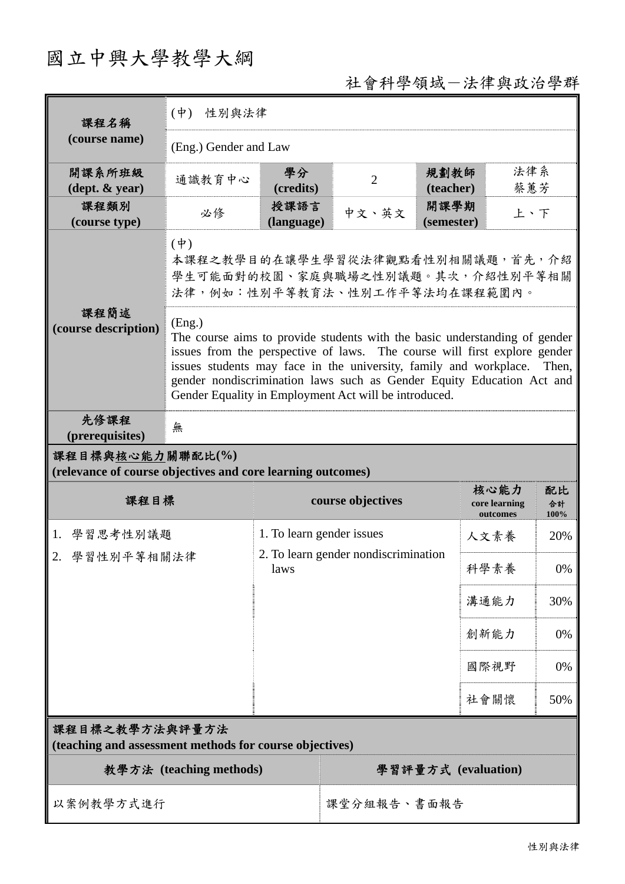# 國立中興大學教學大綱

社會科學領域－法律與政治學群

| 課程名稱 (course name) | (中) 性別與法律 | | | | |
|---|---|---|---|---|---|
| | (Eng.) Gender and Law | | | | |
| 開課系所班級 (dept. & year) | 通識教育中心 | 學分 (credits) | 2 | 規劃教師 (teacher) | 法律系 蔡蕙芳 |
| 課程類別 (course type) | 必修 | 授課語言 (language) | 中文、英文 | 開課學期 (semester) | 上、下 |
| 課程簡述 (course description) | (中) 本課程之教學目的在讓學生學習從法律觀點看性別相關議題，首先，介紹學生可能面對的校園、家庭與職場之性別議題。其次，介紹性別平等相關法律，例如：性別平等教育法、性別工作平等法均在課程範圍內。 | | | | |
| | (Eng.) The course aims to provide students with the basic understanding of gender issues from the perspective of laws. The course will first explore gender issues students may face in the university, family and workplace. Then, gender nondiscrimination laws such as Gender Equity Education Act and Gender Equality in Employment Act will be introduced. | | | | |
| 先修課程 (prerequisites) | 無 | | | | |

**課程目標與核心能力關聯配比(%)**
**(relevance of course objectives and core learning outcomes)**

| 課程目標 | course objectives | 核心能力 core learning outcomes | 配比 合計 100% |
|---|---|---|---|
| 1. 學習思考性別議題<br>2. 學習性別平等相關法律 | 1. To learn gender issues<br>2. To learn gender nondiscrimination laws | 人文素養 | 20% |
| | | 科學素養 | 0% |
| | | 溝通能力 | 30% |
| | | 創新能力 | 0% |
| | | 國際視野 | 0% |
| | | 社會關懷 | 50% |

**課程目標之教學方法與評量方法**
**(teaching and assessment methods for course objectives)**

| 教學方法 (teaching methods) | 學習評量方式 (evaluation) |
|---|---|
| 以案例教學方式進行 | 課堂分組報告、書面報告 |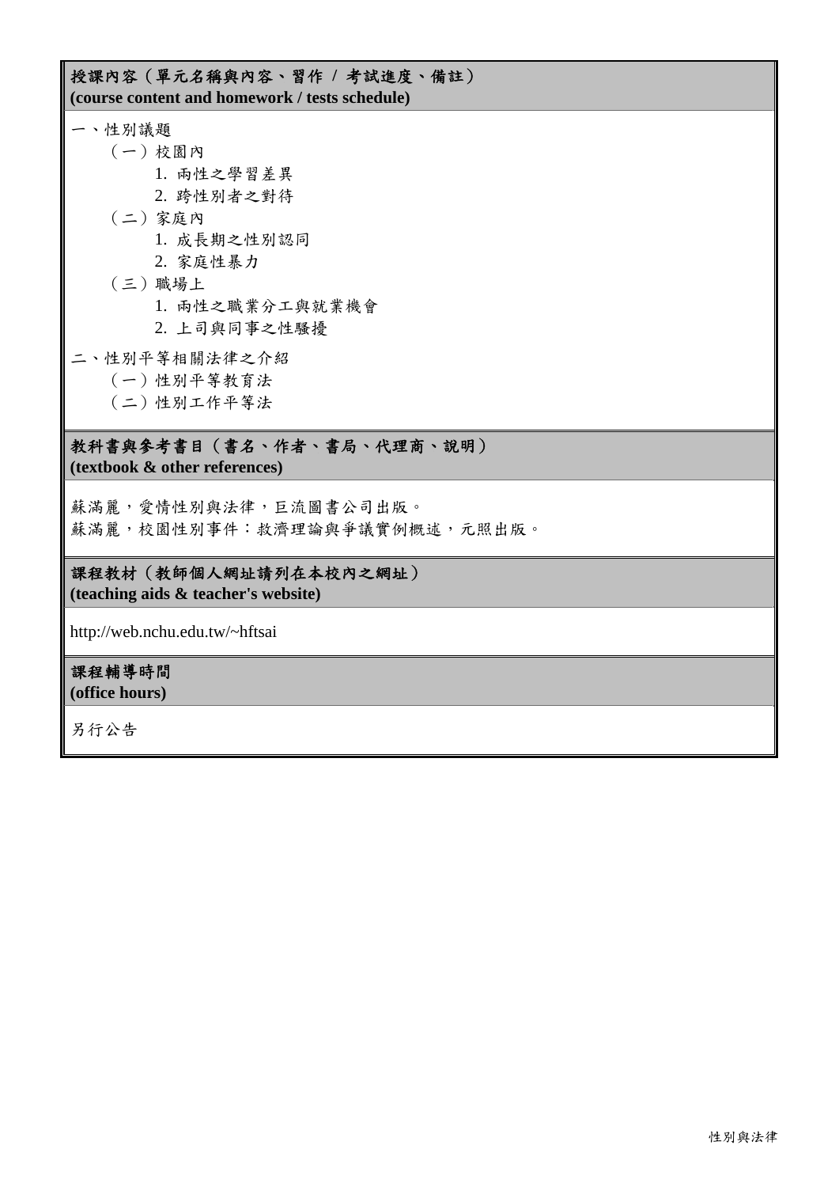**授課內容（單元名稱與內容、習作 / 考試進度、備註）**
**(course content and homework / tests schedule)**

一、性別議題

（一）校園內

1. 兩性之學習差異
2. 跨性別者之對待

（二）家庭內

1. 成長期之性別認同
2. 家庭性暴力

（三）職場上

1. 兩性之職業分工與就業機會
2. 上司與同事之性騷擾

二、性別平等相關法律之介紹

（一）性別平等教育法

（二）性別工作平等法

**教科書與參考書目（書名、作者、書局、代理商、說明）**
**(textbook & other references)**

蘇滿麗，愛情性別與法律，巨流圖書公司出版。
蘇滿麗，校園性別事件：救濟理論與爭議實例概述，元照出版。

**課程教材（教師個人網址請列在本校內之網址）**
**(teaching aids & teacher's website)**

http://web.nchu.edu.tw/~hftsai

**課程輔導時間**
**(office hours)**

另行公告